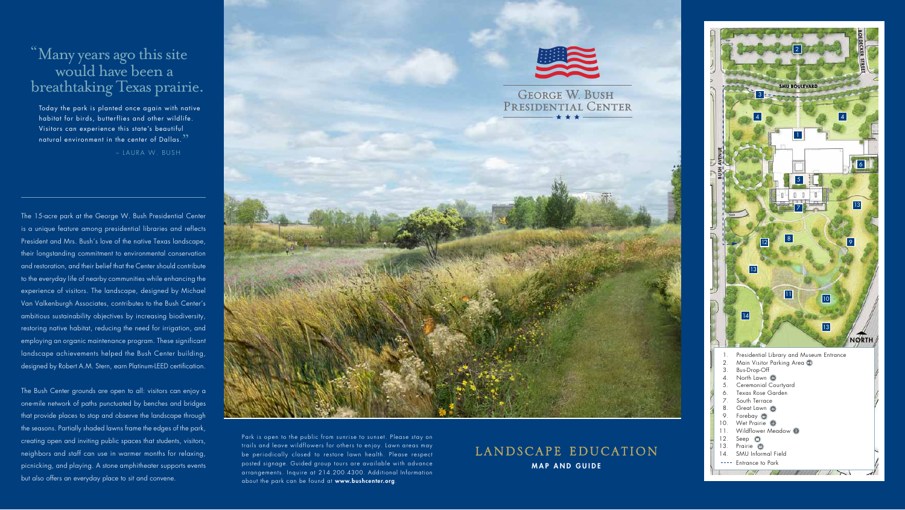"Many years ago this site would have been a breathtaking Texas prairie.

Today the park is planted once again with native habitat for birds, butterflies and other wildlife. Visitors can experience this state's beautiful natural environment in the center of Dallas."

– LAURA W. BUSH

The 15-acre park at the George W. Bush Presidential Center is a unique feature among presidential libraries and reflects President and Mrs. Bush's love of the native Texas landscape, their longstanding commitment to environmental conservation and restoration, and their belief that the Center should contribute to the everyday life of nearby communities while enhancing the experience of visitors. The landscape, designed by Michael Van Valkenburgh Associates, contributes to the Bush Center's ambitious sustainability objectives by increasing biodiversity, restoring native habitat, reducing the need for irrigation, and employing an organic maintenance program. These significant landscape achievements helped the Bush Center building, designed by Robert A.M. Stern, earn Platinum-LEED certification.

The Bush Center grounds are open to all: visitors can enjoy a one-mile network of paths punctuated by benches and bridges that provide places to stop and observe the landscape through the seasons. Partially shaded lawns frame the edges of the park, creating open and inviting public spaces that students, visitors, neighbors and staff can use in warmer months for relaxing, picnicking, and playing. A stone amphitheater supports events but also offers an everyday place to sit and convene.

Park is open to the public from sunrise to sunset. Please stay on trails and leave wildflowers for others to enjoy. Lawn areas may be periodically closed to restore lawn health. Please respect posted signage. Guided group tours are available with advance arrangements. Inquire at 214.200.4300. Additional Information about the park can be found at **www.bushcenter.org**.

George W. Bush Presidential Center

# LANDSCAPE EDUCATION

**MAP AND GUIDE**

BOEDECKER STREET · SMU BOULEVARD · BUSH AVENUE · NORTH

1. Presidential Library and Museum Entrance
2. Main Visitor Parking Area
3. Bus Drop-Off
4. North Lawn
5. Ceremonial Courtyard
6. Texas Rose Garden
7. South Terrace
8. Great Lawn
9. Forebay
10. Wet Prairie
11. Wildflower Meadow
12. Seep
13. Prairie
14. SMU Informal Field

---- Entrance to Park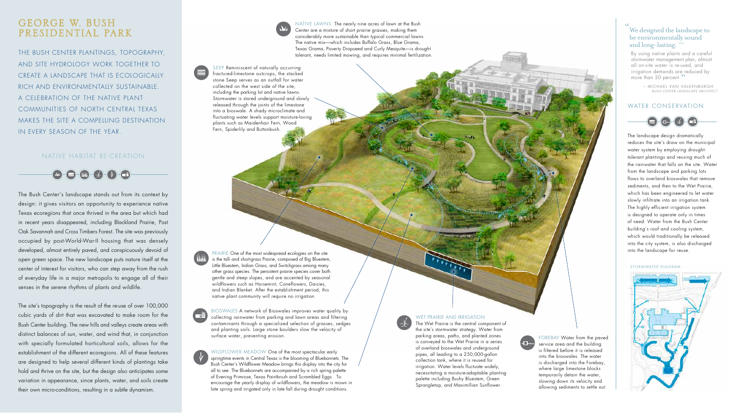# GEORGE W. BUSH PRESIDENTIAL PARK

THE BUSH CENTER PLANTINGS, TOPOGRAPHY, AND SITE HYDROLOGY WORK TOGETHER TO CREATE A LANDSCAPE THAT IS ECOLOGICALLY RICH AND ENVIRONMENTALLY SUSTAINABLE. A CELEBRATION OF THE NATIVE PLANT COMMUNITIES OF NORTH CENTRAL TEXAS MAKES THE SITE A COMPELLING DESTINATION IN EVERY SEASON OF THE YEAR.

## NATIVE HABITAT RE-CREATION

The Bush Center's landscape stands out from its context by design: it gives visitors an opportunity to experience native Texas ecoregions that once thrived in the area but which had in recent years disappeared, including Blackland Prairie, Post Oak Savannah and Cross Timbers Forest. The site was previously occupied by post-World-War-II housing that was densely developed, almost entirely paved, and conspicuously devoid of open green space. The new landscape puts nature itself at the center of interest for visitors, who can step away from the rush of everyday life in a major metropolis to engage all of their senses in the serene rhythms of plants and wildlife.

The site's topography is the result of the re-use of over 100,000 cubic yards of dirt that was excavated to make room for the Bush Center building. The new hills and valleys create areas with distinct balances of sun, water, and wind that, in conjunction with specially formulated horticultural soils, allows for the establishment of the different ecoregions. All of these features are designed to help several different kinds of plantings take hold and thrive on the site, but the design also anticipates some variation in appearance, since plants, water, and soils create their own micro-conditions, resulting in a subtle dynamism.

NATIVE LAWNS The nearly nine acres of lawn at the Bush Center are a mixture of short prairie grasses, making them considerably more sustainable than typical commercial lawns. The native mix—which includes Buffalo Grass, Blue Grama, Texas Grama, Poverty Dropseed and Curly Mesquite—is drought tolerant, needs limited mowing, and requires minimal fertilization.

SEEP Reminiscent of naturally occurring fractured-limestone outcrops, the stacked stone Seep serves as an outfall for water collected on the west side of the site, including the parking lot and native lawns. Stormwater is stored underground and slowly released through the joints of the limestone into a bioswale. A shady microclimate and fluctuating water levels support moisture-loving plants such as Maidenhair Fern, Wood Fern, Spiderlily and Buttonbush.

PRAIRIE One of the most widespread ecologies on the site is the tall- and short-grass Prairie, composed of Big Bluestem, Little Bluestem, Indian Grass, and Switchgrass among many other grass species. The persistent prairie species cover both gentle and steep slopes, and are accented by seasonal wildflowers such as Horsemint, Coneflowers, Daisies, and Indian Blanket. After the establishment period, this native plant community will require no irrigation.

BIOSWALES A network of Bioswales improves water quality by collecting rainwater from parking and lawn areas and filtering contaminants through a specialized selection of grasses, sedges and planting soils. Large stone boulders slow the velocity of surface water, preventing erosion.

WILDFLOWER MEADOW One of the most spectacular early springtime events in Central Texas is the blooming of Bluebonnets. The Bush Center's Wildflower Meadow brings this display into the city for all to see. The Bluebonnets are accompanied by a rich spring palette of Evening Primrose, Texas Paintbrush and Scrambled Eggs. To encourage the yearly display of wildflowers, the meadow is mown in late spring and irrigated only in late fall during drought conditions.

WET PRAIRIE AND IRRIGATION
The Wet Prairie is the central component of the site's stormwater strategy. Water from parking areas, paths, and planted zones is conveyed to the Wet Prairie in a series of overland bioswales and underground pipes, all leading to a 250,000-gallon collection tank, where it is reused for irrigation. Water levels fluctuate widely, necessitating a moisture-adaptable planting palette including Bushy Bluestem, Green Sprangletop, and Maximillian Sunflower.

FOREBAY Water from the paved service area and the building is filtered before it is released into the bioswales. The water is discharged into the Forebay, where large limestone blocks temporarily detain the water, slowing down its velocity and allowing sediments to settle out.

> "We designed the landscape to be environmentally sound and long-lasting. By using native plants and a careful stormwater management plan, almost all on-site water is re-used, and irrigation demands are reduced by more than 50 percent."
>
> – MICHAEL VAN VALKENBURGH, BUSH CENTER LANDSCAPE ARCHITECT

## WATER CONSERVATION

The landscape design dramatically reduces the site's draw on the municipal water system by employing drought-tolerant plantings and reusing much of the rainwater that falls on the site. Water from the landscape and parking lots flows to overland bioswales that remove sediments, and then to the Wet Prairie, which has been engineered to let water slowly infiltrate into an irrigation tank. The highly efficient irrigation system is designed to operate only in times of need. Water from the Bush Center building's roof and cooling system, which would traditionally be released into the city system, is also discharged into the landscape for reuse.

STORMWATER DIAGRAM